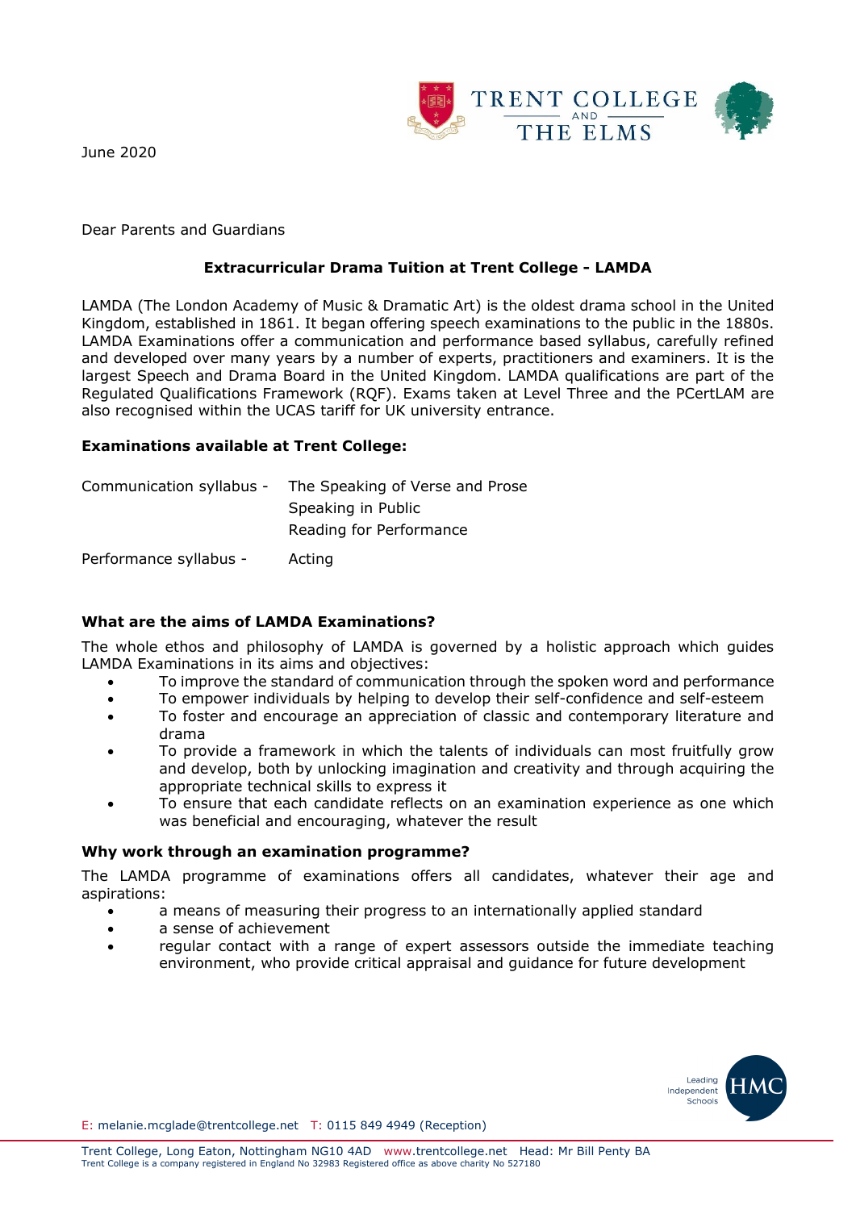June 2020

Dear Parents and Guardians

**Extracurricular Drama Tuition at Trent College - LAMDA**

LAMDA (The London Academy of Music & Dramatic Art) is the oldest drama school in the United Kingdom, established in 1861. It began offering speech examinations to the public in the 1880s. LAMDA Examinations offer a communication and performance based syllabus, carefully refined and developed over many years by a number of experts, practitioners and examiners. It is the largest Speech and Drama Board in the United Kingdom. LAMDA qualifications are part of the Regulated Qualifications Framework (RQF). Exams taken at Level Three and the PCertLAM are also recognised within the UCAS tariff for UK university entrance.

**Examinations available at Trent College:**

Communication syllabus - The Speaking of Verse and Prose
Speaking in Public
Reading for Performance

Performance syllabus - Acting

**What are the aims of LAMDA Examinations?**

The whole ethos and philosophy of LAMDA is governed by a holistic approach which guides LAMDA Examinations in its aims and objectives:

- To improve the standard of communication through the spoken word and performance
- To empower individuals by helping to develop their self-confidence and self-esteem
- To foster and encourage an appreciation of classic and contemporary literature and drama
- To provide a framework in which the talents of individuals can most fruitfully grow and develop, both by unlocking imagination and creativity and through acquiring the appropriate technical skills to express it
- To ensure that each candidate reflects on an examination experience as one which was beneficial and encouraging, whatever the result

**Why work through an examination programme?**

The LAMDA programme of examinations offers all candidates, whatever their age and aspirations:

- a means of measuring their progress to an internationally applied standard
- a sense of achievement
- regular contact with a range of expert assessors outside the immediate teaching environment, who provide critical appraisal and guidance for future development

E: melanie.mcglade@trentcollege.net T: 0115 849 4949 (Reception)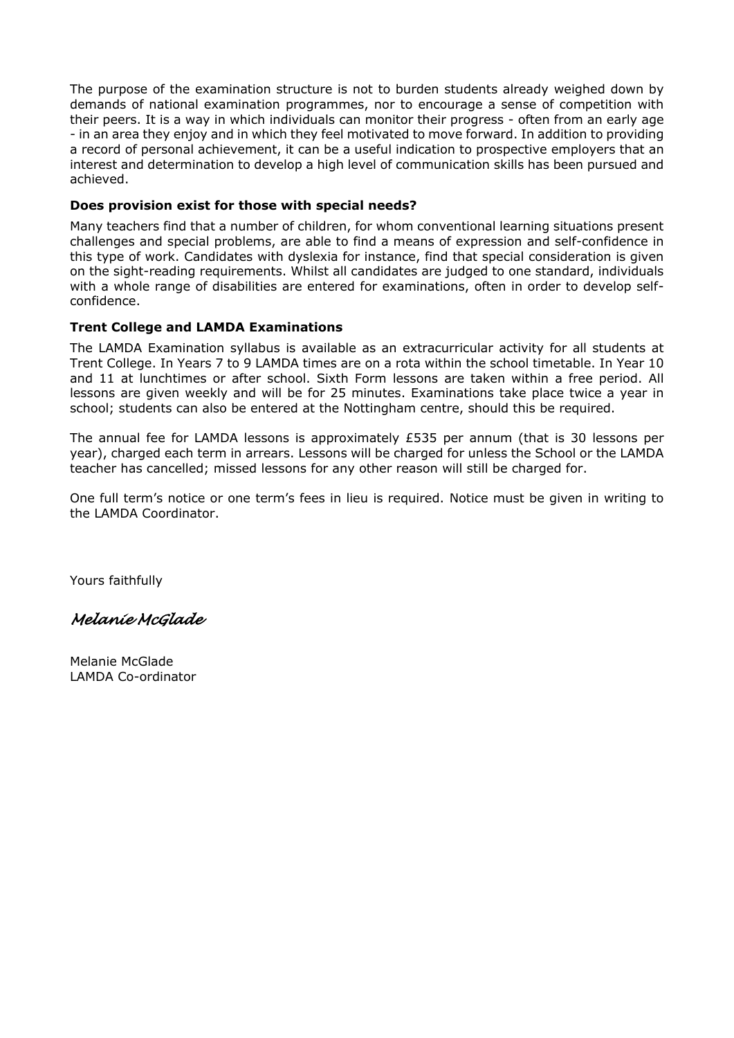The purpose of the examination structure is not to burden students already weighed down by demands of national examination programmes, nor to encourage a sense of competition with their peers. It is a way in which individuals can monitor their progress - often from an early age - in an area they enjoy and in which they feel motivated to move forward. In addition to providing a record of personal achievement, it can be a useful indication to prospective employers that an interest and determination to develop a high level of communication skills has been pursued and achieved.

**Does provision exist for those with special needs?**

Many teachers find that a number of children, for whom conventional learning situations present challenges and special problems, are able to find a means of expression and self-confidence in this type of work. Candidates with dyslexia for instance, find that special consideration is given on the sight-reading requirements. Whilst all candidates are judged to one standard, individuals with a whole range of disabilities are entered for examinations, often in order to develop self-confidence.

**Trent College and LAMDA Examinations**

The LAMDA Examination syllabus is available as an extracurricular activity for all students at Trent College. In Years 7 to 9 LAMDA times are on a rota within the school timetable. In Year 10 and 11 at lunchtimes or after school. Sixth Form lessons are taken within a free period. All lessons are given weekly and will be for 25 minutes. Examinations take place twice a year in school; students can also be entered at the Nottingham centre, should this be required.

The annual fee for LAMDA lessons is approximately £535 per annum (that is 30 lessons per year), charged each term in arrears. Lessons will be charged for unless the School or the LAMDA teacher has cancelled; missed lessons for any other reason will still be charged for.

One full term's notice or one term's fees in lieu is required. Notice must be given in writing to the LAMDA Coordinator.

Yours faithfully

*Melanie McGlade*

Melanie McGlade
LAMDA Co-ordinator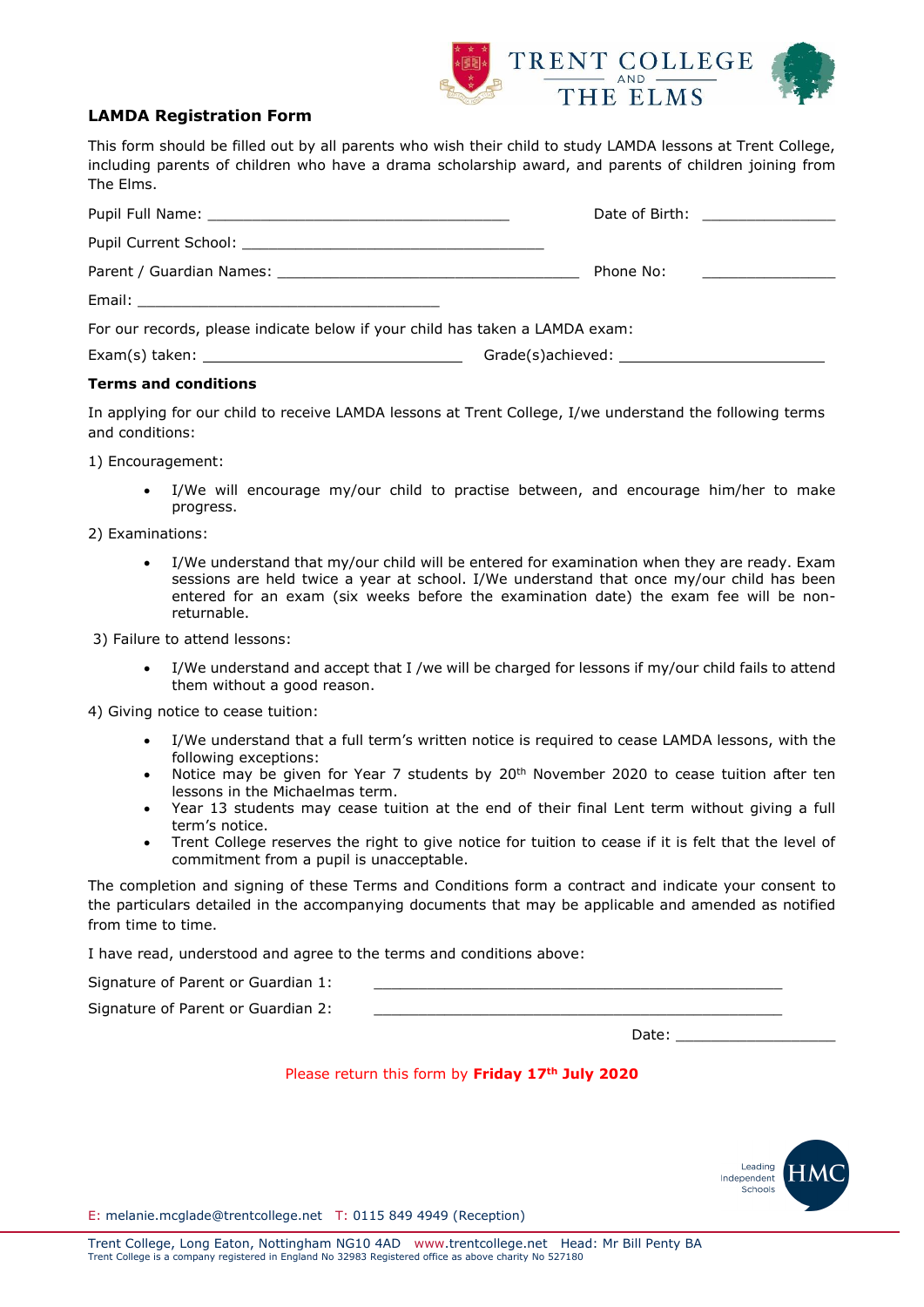TRENT COLLEGE AND THE ELMS

## LAMDA Registration Form

This form should be filled out by all parents who wish their child to study LAMDA lessons at Trent College, including parents of children who have a drama scholarship award, and parents of children joining from The Elms.

Pupil Full Name: ___________________________________ Date of Birth: _______________

Pupil Current School: ___________________________________

Parent / Guardian Names: ___________________________________ Phone No: _______________

Email: ___________________________________

For our records, please indicate below if your child has taken a LAMDA exam:

Exam(s) taken: ______________________________ Grade(s)achieved: ________________________

**Terms and conditions**

In applying for our child to receive LAMDA lessons at Trent College, I/we understand the following terms and conditions:

1) Encouragement:

- I/We will encourage my/our child to practise between, and encourage him/her to make progress.

2) Examinations:

- I/We understand that my/our child will be entered for examination when they are ready. Exam sessions are held twice a year at school. I/We understand that once my/our child has been entered for an exam (six weeks before the examination date) the exam fee will be non-returnable.

3) Failure to attend lessons:

- I/We understand and accept that I /we will be charged for lessons if my/our child fails to attend them without a good reason.

4) Giving notice to cease tuition:

- I/We understand that a full term's written notice is required to cease LAMDA lessons, with the following exceptions:
- Notice may be given for Year 7 students by 20th November 2020 to cease tuition after ten lessons in the Michaelmas term.
- Year 13 students may cease tuition at the end of their final Lent term without giving a full term's notice.
- Trent College reserves the right to give notice for tuition to cease if it is felt that the level of commitment from a pupil is unacceptable.

The completion and signing of these Terms and Conditions form a contract and indicate your consent to the particulars detailed in the accompanying documents that may be applicable and amended as notified from time to time.

I have read, understood and agree to the terms and conditions above:

Signature of Parent or Guardian 1: ________________________________________________

Signature of Parent or Guardian 2: ________________________________________________

Date: ___________________

Please return this form by **Friday 17th July 2020**

Leading Independent Schools HMC

E: melanie.mcglade@trentcollege.net T: 0115 849 4949 (Reception)

Trent College, Long Eaton, Nottingham NG10 4AD www.trentcollege.net Head: Mr Bill Penty BA
Trent College is a company registered in England No 32983 Registered office as above charity No 527180